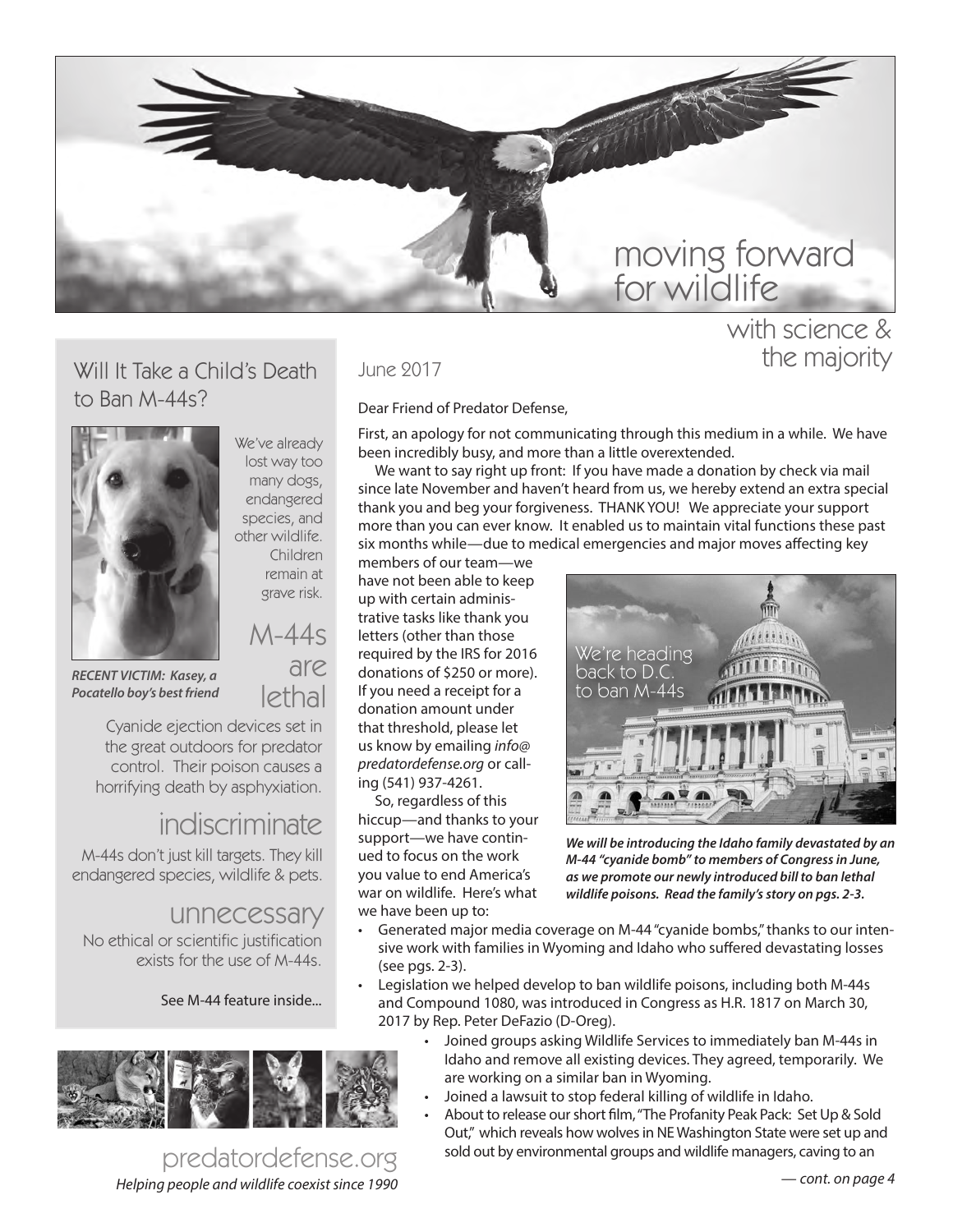# moving forward for wildlife

## with science & the majority

## Will It Take a Child's Death to Ban M-44s?

We've already lost way too many dogs, endangered species, and other wildlife. Children remain at grave risk.

***RECENT VICTIM: Kasey, a Pocatello boy's best friend***

### M-44s are lethal

Cyanide ejection devices set in the great outdoors for predator control. Their poison causes a horrifying death by asphyxiation.

### indiscriminate

M-44s don't just kill targets. They kill endangered species, wildlife & pets.

### unnecessary

No ethical or scientific justification exists for the use of M-44s.

See M-44 feature inside...

June 2017

Dear Friend of Predator Defense,

First, an apology for not communicating through this medium in a while. We have been incredibly busy, and more than a little overextended.

We want to say right up front: If you have made a donation by check via mail since late November and haven't heard from us, we hereby extend an extra special thank you and beg your forgiveness. THANK YOU! We appreciate your support more than you can ever know. It enabled us to maintain vital functions these past six months while—due to medical emergencies and major moves affecting key members of our team—we have not been able to keep up with certain administrative tasks like thank you letters (other than those required by the IRS for 2016 donations of $250 or more). If you need a receipt for a donation amount under that threshold, please let us know by emailing *info@predatordefense.org* or calling (541) 937-4261.

So, regardless of this hiccup—and thanks to your support—we have continued to focus on the work you value to end America's war on wildlife. Here's what we have been up to:

We're heading back to D.C. to ban M-44s

***We will be introducing the Idaho family devastated by an M-44 "cyanide bomb" to members of Congress in June, as we promote our newly introduced bill to ban lethal wildlife poisons. Read the family's story on pgs. 2-3.***

- Generated major media coverage on M-44 "cyanide bombs," thanks to our intensive work with families in Wyoming and Idaho who suffered devastating losses (see pgs. 2-3).
- Legislation we helped develop to ban wildlife poisons, including both M-44s and Compound 1080, was introduced in Congress as H.R. 1817 on March 30, 2017 by Rep. Peter DeFazio (D-Oreg).
- Joined groups asking Wildlife Services to immediately ban M-44s in Idaho and remove all existing devices. They agreed, temporarily. We are working on a similar ban in Wyoming.
- Joined a lawsuit to stop federal killing of wildlife in Idaho.
- About to release our short film, "The Profanity Peak Pack: Set Up & Sold Out," which reveals how wolves in NE Washington State were set up and sold out by environmental groups and wildlife managers, caving to an

— cont. on page 4

predatordefense.org

*Helping people and wildlife coexist since 1990*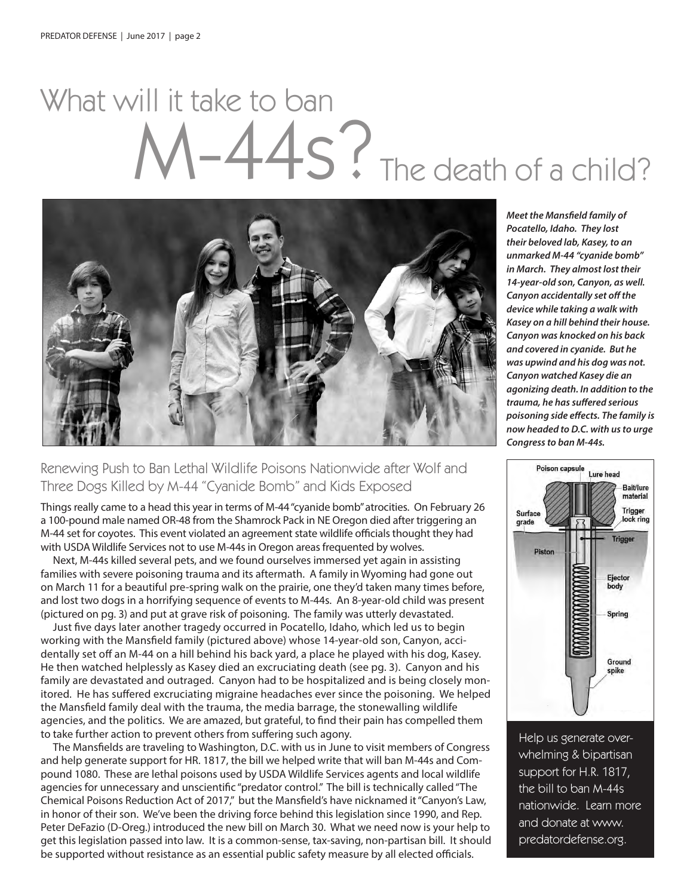# What will it take to ban M-44s? The death of a child?

***Meet the Mansfield family of Pocatello, Idaho. They lost their beloved lab, Kasey, to an unmarked M-44 "cyanide bomb" in March. They almost lost their 14-year-old son, Canyon, as well. Canyon accidentally set off the device while taking a walk with Kasey on a hill behind their house. Canyon was knocked on his back and covered in cyanide. But he was upwind and his dog was not. Canyon watched Kasey die an agonizing death. In addition to the trauma, he has suffered serious poisoning side effects. The family is now headed to D.C. with us to urge Congress to ban M-44s.***

## Renewing Push to Ban Lethal Wildlife Poisons Nationwide after Wolf and Three Dogs Killed by M-44 "Cyanide Bomb" and Kids Exposed

Things really came to a head this year in terms of M-44 "cyanide bomb" atrocities. On February 26 a 100-pound male named OR-48 from the Shamrock Pack in NE Oregon died after triggering an M-44 set for coyotes. This event violated an agreement state wildlife officials thought they had with USDA Wildlife Services not to use M-44s in Oregon areas frequented by wolves.

Next, M-44s killed several pets, and we found ourselves immersed yet again in assisting families with severe poisoning trauma and its aftermath. A family in Wyoming had gone out on March 11 for a beautiful pre-spring walk on the prairie, one they'd taken many times before, and lost two dogs in a horrifying sequence of events to M-44s. An 8-year-old child was present (pictured on pg. 3) and put at grave risk of poisoning. The family was utterly devastated.

Just five days later another tragedy occurred in Pocatello, Idaho, which led us to begin working with the Mansfield family (pictured above) whose 14-year-old son, Canyon, accidentally set off an M-44 on a hill behind his back yard, a place he played with his dog, Kasey. He then watched helplessly as Kasey died an excruciating death (see pg. 3). Canyon and his family are devastated and outraged. Canyon had to be hospitalized and is being closely monitored. He has suffered excruciating migraine headaches ever since the poisoning. We helped the Mansfield family deal with the trauma, the media barrage, the stonewalling wildlife agencies, and the politics. We are amazed, but grateful, to find their pain has compelled them to take further action to prevent others from suffering such agony.

The Mansfields are traveling to Washington, D.C. with us in June to visit members of Congress and help generate support for HR. 1817, the bill we helped write that will ban M-44s and Compound 1080. These are lethal poisons used by USDA Wildlife Services agents and local wildlife agencies for unnecessary and unscientific "predator control." The bill is technically called "The Chemical Poisons Reduction Act of 2017," but the Mansfield's have nicknamed it "Canyon's Law, in honor of their son. We've been the driving force behind this legislation since 1990, and Rep. Peter DeFazio (D-Oreg.) introduced the new bill on March 30. What we need now is your help to get this legislation passed into law. It is a common-sense, tax-saving, non-partisan bill. It should be supported without resistance as an essential public safety measure by all elected officials.

Poison capsule, Lure head, Bait/lure material, Trigger lock ring, Surface grade, Trigger, Piston, Ejector body, Spring, Ground spike

Help us generate overwhelming & bipartisan support for H.R. 1817, the bill to ban M-44s nationwide. Learn more and donate at www.predatordefense.org.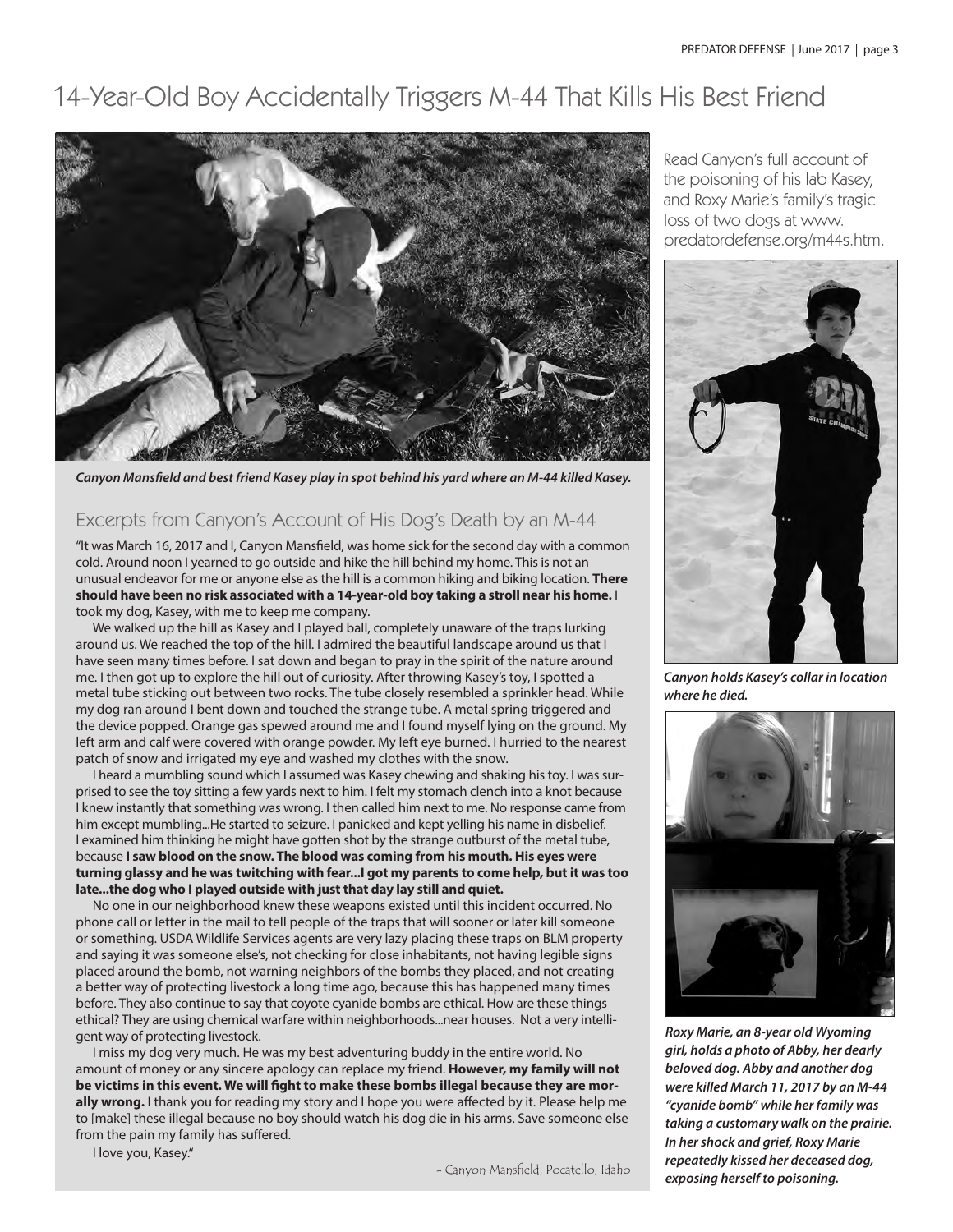# 14-Year-Old Boy Accidentally Triggers M-44 That Kills His Best Friend

***Canyon Mansfield and best friend Kasey play in spot behind his yard where an M-44 killed Kasey.***

## Excerpts from Canyon's Account of His Dog's Death by an M-44

"It was March 16, 2017 and I, Canyon Mansfield, was home sick for the second day with a common cold. Around noon I yearned to go outside and hike the hill behind my home. This is not an unusual endeavor for me or anyone else as the hill is a common hiking and biking location. **There should have been no risk associated with a 14-year-old boy taking a stroll near his home.** I took my dog, Kasey, with me to keep me company.

We walked up the hill as Kasey and I played ball, completely unaware of the traps lurking around us. We reached the top of the hill. I admired the beautiful landscape around us that I have seen many times before. I sat down and began to pray in the spirit of the nature around me. I then got up to explore the hill out of curiosity. After throwing Kasey's toy, I spotted a metal tube sticking out between two rocks. The tube closely resembled a sprinkler head. While my dog ran around I bent down and touched the strange tube. A metal spring triggered and the device popped. Orange gas spewed around me and I found myself lying on the ground. My left arm and calf were covered with orange powder. My left eye burned. I hurried to the nearest patch of snow and irrigated my eye and washed my clothes with the snow.

I heard a mumbling sound which I assumed was Kasey chewing and shaking his toy. I was surprised to see the toy sitting a few yards next to him. I felt my stomach clench into a knot because I knew instantly that something was wrong. I then called him next to me. No response came from him except mumbling...He started to seize. I panicked and kept yelling his name in disbelief. I examined him thinking he might have gotten shot by the strange outburst of the metal tube, because **I saw blood on the snow. The blood was coming from his mouth. His eyes were turning glassy and he was twitching with fear...I got my parents to come help, but it was too late...the dog who I played outside with just that day lay still and quiet.**

No one in our neighborhood knew these weapons existed until this incident occurred. No phone call or letter in the mail to tell people of the traps that will sooner or later kill someone or something. USDA Wildlife Services agents are very lazy placing these traps on BLM property and saying it was someone else's, not checking for close inhabitants, not having legible signs placed around the bomb, not warning neighbors of the bombs they placed, and not creating a better way of protecting livestock a long time ago, because this has happened many times before. They also continue to say that coyote cyanide bombs are ethical. How are these things ethical? They are using chemical warfare within neighborhoods...near houses. Not a very intelligent way of protecting livestock.

I miss my dog very much. He was my best adventuring buddy in the entire world. No amount of money or any sincere apology can replace my friend. **However, my family will not be victims in this event. We will fight to make these bombs illegal because they are morally wrong.** I thank you for reading my story and I hope you were affected by it. Please help me to [make] these illegal because no boy should watch his dog die in his arms. Save someone else from the pain my family has suffered.

I love you, Kasey."

\- Canyon Mansfield, Pocatello, Idaho

Read Canyon's full account of the poisoning of his lab Kasey, and Roxy Marie's family's tragic loss of two dogs at www.predatordefense.org/m44s.htm.

***Canyon holds Kasey's collar in location where he died.***

***Roxy Marie, an 8-year old Wyoming girl, holds a photo of Abby, her dearly beloved dog. Abby and another dog were killed March 11, 2017 by an M-44 "cyanide bomb" while her family was taking a customary walk on the prairie. In her shock and grief, Roxy Marie repeatedly kissed her deceased dog, exposing herself to poisoning.***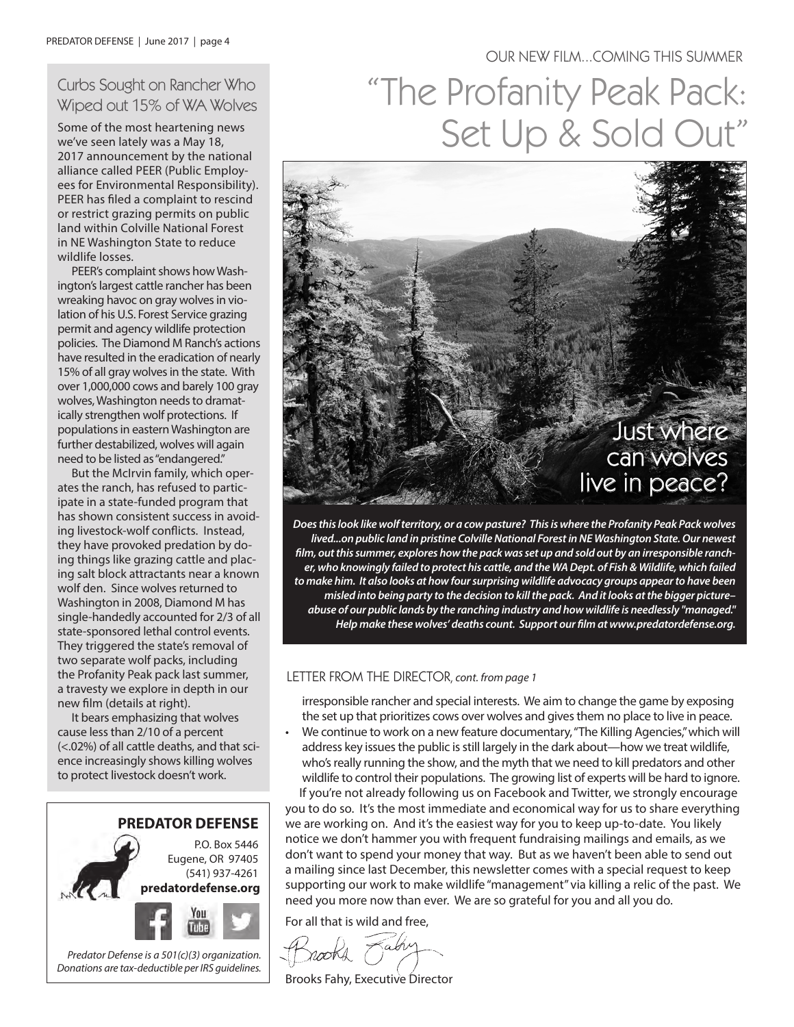## Curbs Sought on Rancher Who Wiped out 15% of WA Wolves

Some of the most heartening news we've seen lately was a May 18, 2017 announcement by the national alliance called PEER (Public Employees for Environmental Responsibility). PEER has filed a complaint to rescind or restrict grazing permits on public land within Colville National Forest in NE Washington State to reduce wildlife losses.

PEER's complaint shows how Washington's largest cattle rancher has been wreaking havoc on gray wolves in violation of his U.S. Forest Service grazing permit and agency wildlife protection policies. The Diamond M Ranch's actions have resulted in the eradication of nearly 15% of all gray wolves in the state. With over 1,000,000 cows and barely 100 gray wolves, Washington needs to dramatically strengthen wolf protections. If populations in eastern Washington are further destabilized, wolves will again need to be listed as "endangered."

But the McIrvin family, which operates the ranch, has refused to participate in a state-funded program that has shown consistent success in avoiding livestock-wolf conflicts. Instead, they have provoked predation by doing things like grazing cattle and placing salt block attractants near a known wolf den. Since wolves returned to Washington in 2008, Diamond M has single-handedly accounted for 2/3 of all state-sponsored lethal control events. They triggered the state's removal of two separate wolf packs, including the Profanity Peak pack last summer, a travesty we explore in depth in our new film (details at right).

It bears emphasizing that wolves cause less than 2/10 of a percent (<.02%) of all cattle deaths, and that science increasingly shows killing wolves to protect livestock doesn't work.

**PREDATOR DEFENSE**

P.O. Box 5446
Eugene, OR 97405
(541) 937-4261
**predatordefense.org**

*Predator Defense is a 501(c)(3) organization. Donations are tax-deductible per IRS guidelines.*

OUR NEW FILM...COMING THIS SUMMER

# "The Profanity Peak Pack: Set Up & Sold Out"

Just where can wolves live in peace?

***Does this look like wolf territory, or a cow pasture? This is where the Profanity Peak Pack wolves lived...on public land in pristine Colville National Forest in NE Washington State. Our newest film, out this summer, explores how the pack was set up and sold out by an irresponsible rancher, who knowingly failed to protect his cattle, and the WA Dept. of Fish & Wildlife, which failed to make him. It also looks at how four surprising wildlife advocacy groups appear to have been misled into being party to the decision to kill the pack. And it looks at the bigger picture–abuse of our public lands by the ranching industry and how wildlife is needlessly "managed." Help make these wolves' deaths count. Support our film at www.predatordefense.org.***

## LETTER FROM THE DIRECTOR, *cont. from page 1*

irresponsible rancher and special interests. We aim to change the game by exposing the set up that prioritizes cows over wolves and gives them no place to live in peace.

- We continue to work on a new feature documentary, "The Killing Agencies," which will address key issues the public is still largely in the dark about—how we treat wildlife, who's really running the show, and the myth that we need to kill predators and other wildlife to control their populations. The growing list of experts will be hard to ignore.

If you're not already following us on Facebook and Twitter, we strongly encourage you to do so. It's the most immediate and economical way for us to share everything we are working on. And it's the easiest way for you to keep up-to-date. You likely notice we don't hammer you with frequent fundraising mailings and emails, as we don't want to spend your money that way. But as we haven't been able to send out a mailing since last December, this newsletter comes with a special request to keep supporting our work to make wildlife "management" via killing a relic of the past. We need you more now than ever. We are so grateful for you and all you do.

For all that is wild and free,

Brooks Fahy, Executive Director